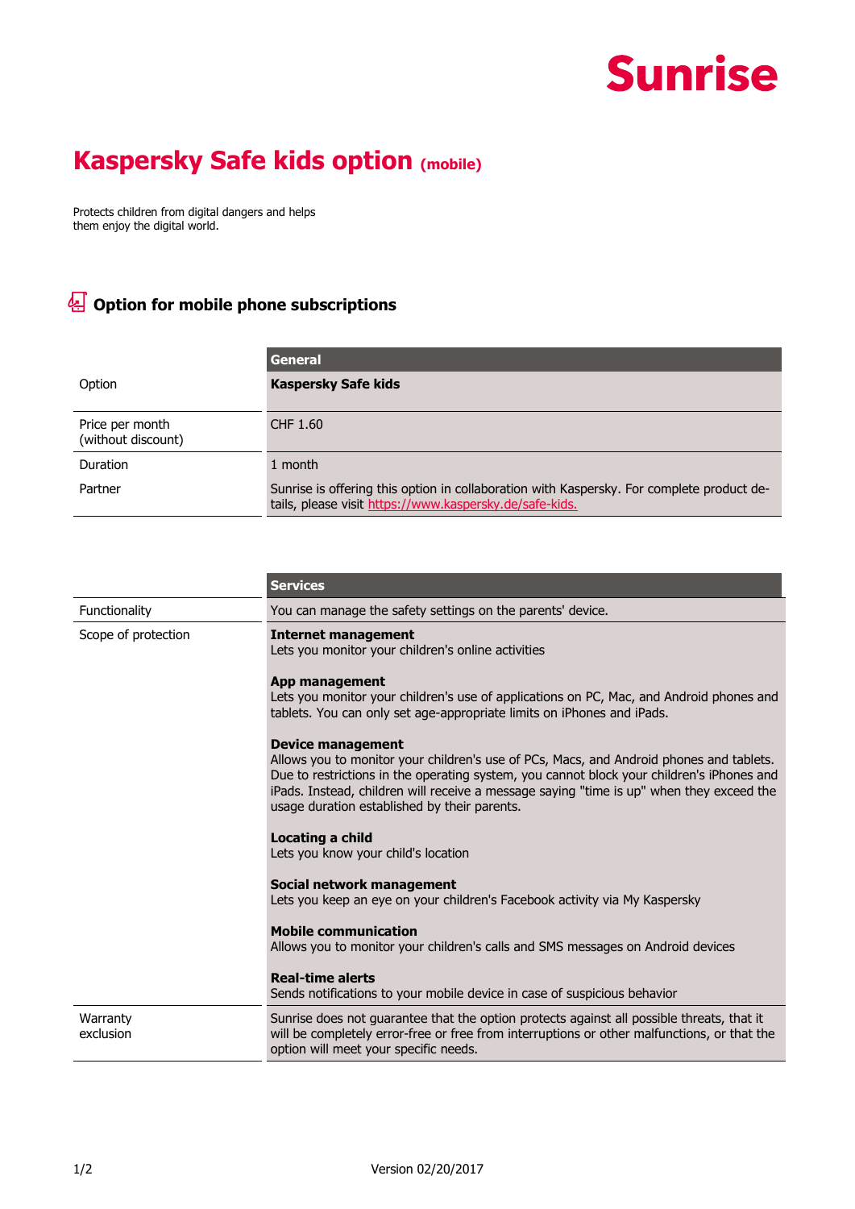Sunrise

# Kaspersky Safe kids option (mobile)

Protects children from digital dangers and helps them enjoy the digital world.

## Option for mobile phone subscriptions

| | General |
|---|---|
| Option | **Kaspersky Safe kids** |
| Price per month (without discount) | CHF 1.60 |
| Duration | 1 month |
| Partner | Sunrise is offering this option in collaboration with Kaspersky. For complete product details, please visit https://www.kaspersky.de/safe-kids. |

| | Services |
|---|---|
| Functionality | You can manage the safety settings on the parents' device. |
| Scope of protection | **Internet management**<br>Lets you monitor your children's online activities<br><br>**App management**<br>Lets you monitor your children's use of applications on PC, Mac, and Android phones and tablets. You can only set age-appropriate limits on iPhones and iPads.<br><br>**Device management**<br>Allows you to monitor your children's use of PCs, Macs, and Android phones and tablets. Due to restrictions in the operating system, you cannot block your children's iPhones and iPads. Instead, children will receive a message saying "time is up" when they exceed the usage duration established by their parents.<br><br>**Locating a child**<br>Lets you know your child's location<br><br>**Social network management**<br>Lets you keep an eye on your children's Facebook activity via My Kaspersky<br><br>**Mobile communication**<br>Allows you to monitor your children's calls and SMS messages on Android devices<br><br>**Real-time alerts**<br>Sends notifications to your mobile device in case of suspicious behavior |
| Warranty exclusion | Sunrise does not guarantee that the option protects against all possible threats, that it will be completely error-free or free from interruptions or other malfunctions, or that the option will meet your specific needs. |

Version 02/20/2017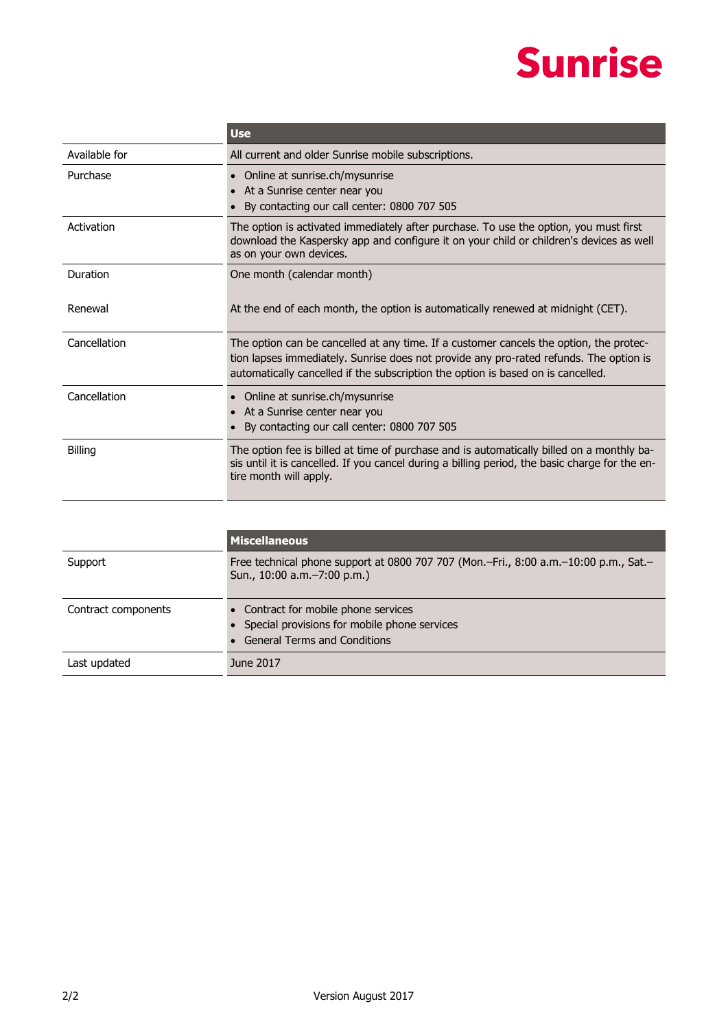| | Use |
|---|---|
| Available for | All current and older Sunrise mobile subscriptions. |
| Purchase | • Online at sunrise.ch/mysunrise<br>• At a Sunrise center near you<br>• By contacting our call center: 0800 707 505 |
| Activation | The option is activated immediately after purchase. To use the option, you must first download the Kaspersky app and configure it on your child or children's devices as well as on your own devices. |
| Duration<br><br>Renewal | One month (calendar month)<br><br>At the end of each month, the option is automatically renewed at midnight (CET). |
| Cancellation | The option can be cancelled at any time. If a customer cancels the option, the protection lapses immediately. Sunrise does not provide any pro-rated refunds. The option is automatically cancelled if the subscription the option is based on is cancelled. |
| Cancellation | • Online at sunrise.ch/mysunrise<br>• At a Sunrise center near you<br>• By contacting our call center: 0800 707 505 |
| Billing | The option fee is billed at time of purchase and is automatically billed on a monthly basis until it is cancelled. If you cancel during a billing period, the basic charge for the entire month will apply. |

| | Miscellaneous |
|---|---|
| Support | Free technical phone support at 0800 707 707 (Mon.–Fri., 8:00 a.m.–10:00 p.m., Sat.–Sun., 10:00 a.m.–7:00 p.m.) |
| Contract components | • Contract for mobile phone services<br>• Special provisions for mobile phone services<br>• General Terms and Conditions |
| Last updated | June 2017 |

Version August 2017